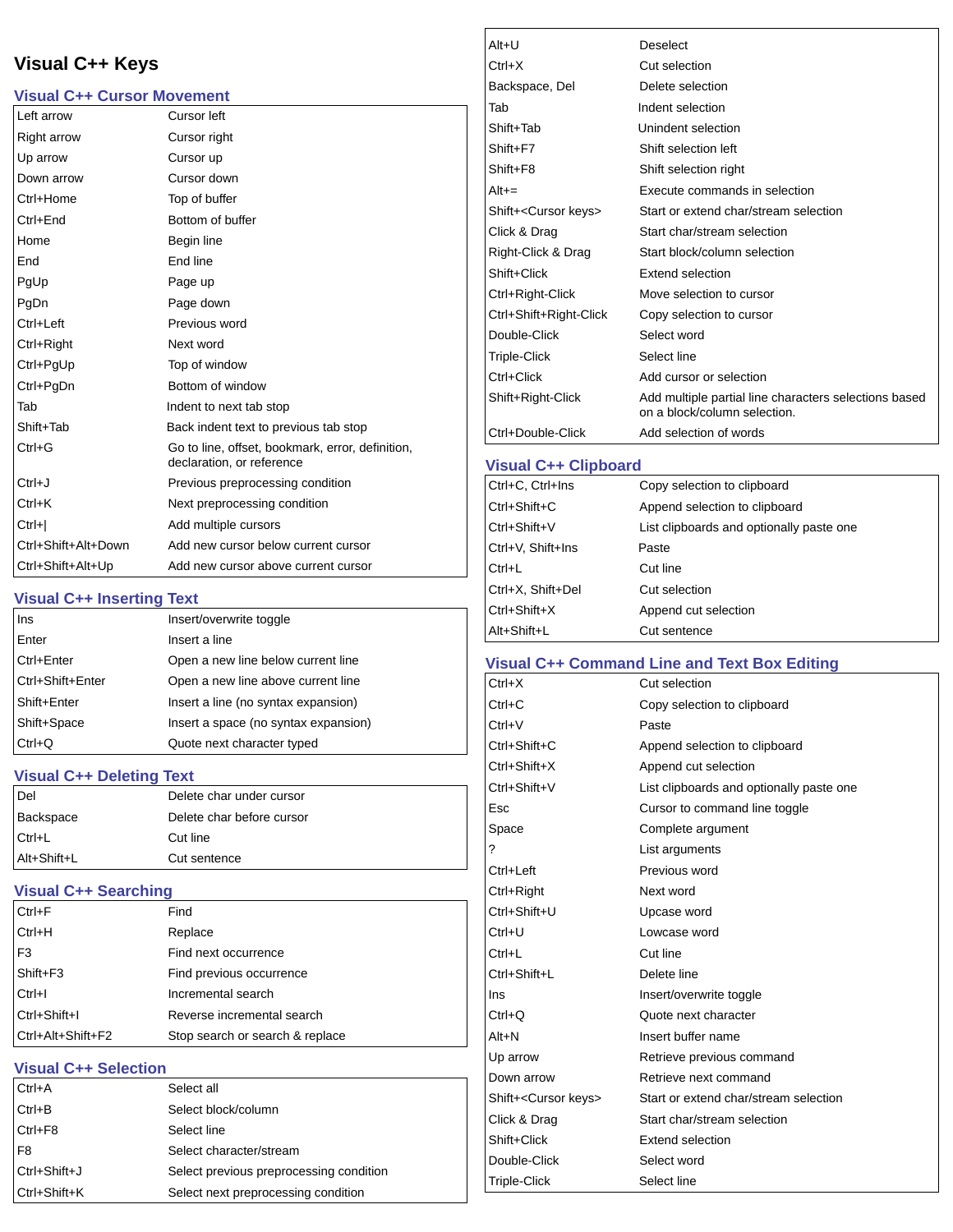# Visual C++ Keys

## Visual C++ Cursor Movement

| | |
|---|---|
| Left arrow | Cursor left |
| Right arrow | Cursor right |
| Up arrow | Cursor up |
| Down arrow | Cursor down |
| Ctrl+Home | Top of buffer |
| Ctrl+End | Bottom of buffer |
| Home | Begin line |
| End | End line |
| PgUp | Page up |
| PgDn | Page down |
| Ctrl+Left | Previous word |
| Ctrl+Right | Next word |
| Ctrl+PgUp | Top of window |
| Ctrl+PgDn | Bottom of window |
| Tab | Indent to next tab stop |
| Shift+Tab | Back indent text to previous tab stop |
| Ctrl+G | Go to line, offset, bookmark, error, definition, declaration, or reference |
| Ctrl+J | Previous preprocessing condition |
| Ctrl+K | Next preprocessing condition |
| Ctrl+\| | Add multiple cursors |
| Ctrl+Shift+Alt+Down | Add new cursor below current cursor |
| Ctrl+Shift+Alt+Up | Add new cursor above current cursor |

## Visual C++ Inserting Text

| | |
|---|---|
| Ins | Insert/overwrite toggle |
| Enter | Insert a line |
| Ctrl+Enter | Open a new line below current line |
| Ctrl+Shift+Enter | Open a new line above current line |
| Shift+Enter | Insert a line (no syntax expansion) |
| Shift+Space | Insert a space (no syntax expansion) |
| Ctrl+Q | Quote next character typed |

## Visual C++ Deleting Text

| | |
|---|---|
| Del | Delete char under cursor |
| Backspace | Delete char before cursor |
| Ctrl+L | Cut line |
| Alt+Shift+L | Cut sentence |

## Visual C++ Searching

| | |
|---|---|
| Ctrl+F | Find |
| Ctrl+H | Replace |
| F3 | Find next occurrence |
| Shift+F3 | Find previous occurrence |
| Ctrl+I | Incremental search |
| Ctrl+Shift+I | Reverse incremental search |
| Ctrl+Alt+Shift+F2 | Stop search or search & replace |

## Visual C++ Selection

| | |
|---|---|
| Ctrl+A | Select all |
| Ctrl+B | Select block/column |
| Ctrl+F8 | Select line |
| F8 | Select character/stream |
| Ctrl+Shift+J | Select previous preprocessing condition |
| Ctrl+Shift+K | Select next preprocessing condition |
| Alt+U | Deselect |
| Ctrl+X | Cut selection |
| Backspace, Del | Delete selection |
| Tab | Indent selection |
| Shift+Tab | Unindent selection |
| Shift+F7 | Shift selection left |
| Shift+F8 | Shift selection right |
| Alt+= | Execute commands in selection |
| Shift+<Cursor keys> | Start or extend char/stream selection |
| Click & Drag | Start char/stream selection |
| Right-Click & Drag | Start block/column selection |
| Shift+Click | Extend selection |
| Ctrl+Right-Click | Move selection to cursor |
| Ctrl+Shift+Right-Click | Copy selection to cursor |
| Double-Click | Select word |
| Triple-Click | Select line |
| Ctrl+Click | Add cursor or selection |
| Shift+Right-Click | Add multiple partial line characters selections based on a block/column selection. |
| Ctrl+Double-Click | Add selection of words |

## Visual C++ Clipboard

| | |
|---|---|
| Ctrl+C, Ctrl+Ins | Copy selection to clipboard |
| Ctrl+Shift+C | Append selection to clipboard |
| Ctrl+Shift+V | List clipboards and optionally paste one |
| Ctrl+V, Shift+Ins | Paste |
| Ctrl+L | Cut line |
| Ctrl+X, Shift+Del | Cut selection |
| Ctrl+Shift+X | Append cut selection |
| Alt+Shift+L | Cut sentence |

## Visual C++ Command Line and Text Box Editing

| | |
|---|---|
| Ctrl+X | Cut selection |
| Ctrl+C | Copy selection to clipboard |
| Ctrl+V | Paste |
| Ctrl+Shift+C | Append selection to clipboard |
| Ctrl+Shift+X | Append cut selection |
| Ctrl+Shift+V | List clipboards and optionally paste one |
| Esc | Cursor to command line toggle |
| Space | Complete argument |
| ? | List arguments |
| Ctrl+Left | Previous word |
| Ctrl+Right | Next word |
| Ctrl+Shift+U | Upcase word |
| Ctrl+U | Lowcase word |
| Ctrl+L | Cut line |
| Ctrl+Shift+L | Delete line |
| Ins | Insert/overwrite toggle |
| Ctrl+Q | Quote next character |
| Alt+N | Insert buffer name |
| Up arrow | Retrieve previous command |
| Down arrow | Retrieve next command |
| Shift+<Cursor keys> | Start or extend char/stream selection |
| Click & Drag | Start char/stream selection |
| Shift+Click | Extend selection |
| Double-Click | Select word |
| Triple-Click | Select line |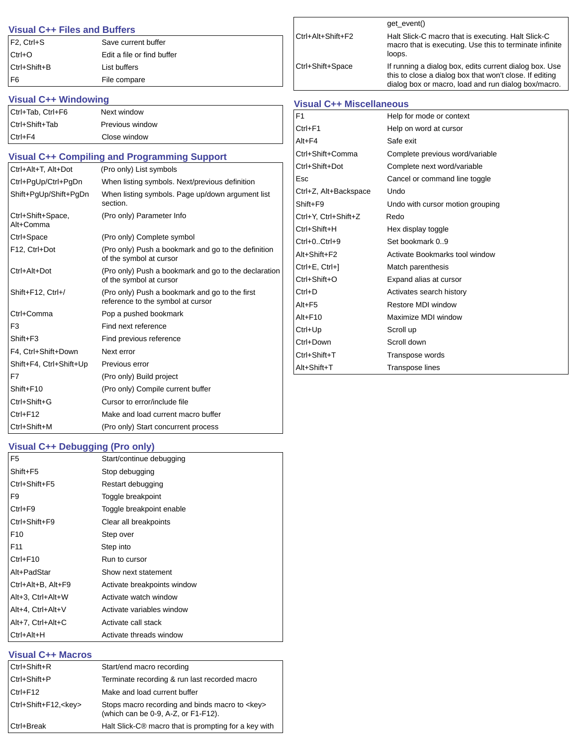## Visual C++ Files and Buffers

| | |
|---|---|
| F2, Ctrl+S | Save current buffer |
| Ctrl+O | Edit a file or find buffer |
| Ctrl+Shift+B | List buffers |
| F6 | File compare |

## Visual C++ Windowing

| | |
|---|---|
| Ctrl+Tab, Ctrl+F6 | Next window |
| Ctrl+Shift+Tab | Previous window |
| Ctrl+F4 | Close window |

## Visual C++ Compiling and Programming Support

| | |
|---|---|
| Ctrl+Alt+T, Alt+Dot | (Pro only) List symbols |
| Ctrl+PgUp/Ctrl+PgDn | When listing symbols. Next/previous definition |
| Shift+PgUp/Shift+PgDn | When listing symbols. Page up/down argument list section. |
| Ctrl+Shift+Space, Alt+Comma | (Pro only) Parameter Info |
| Ctrl+Space | (Pro only) Complete symbol |
| F12, Ctrl+Dot | (Pro only) Push a bookmark and go to the definition of the symbol at cursor |
| Ctrl+Alt+Dot | (Pro only) Push a bookmark and go to the declaration of the symbol at cursor |
| Shift+F12, Ctrl+/ | (Pro only) Push a bookmark and go to the first reference to the symbol at cursor |
| Ctrl+Comma | Pop a pushed bookmark |
| F3 | Find next reference |
| Shift+F3 | Find previous reference |
| F4, Ctrl+Shift+Down | Next error |
| Shift+F4, Ctrl+Shift+Up | Previous error |
| F7 | (Pro only) Build project |
| Shift+F10 | (Pro only) Compile current buffer |
| Ctrl+Shift+G | Cursor to error/include file |
| Ctrl+F12 | Make and load current macro buffer |
| Ctrl+Shift+M | (Pro only) Start concurrent process |

## Visual C++ Debugging (Pro only)

| | |
|---|---|
| F5 | Start/continue debugging |
| Shift+F5 | Stop debugging |
| Ctrl+Shift+F5 | Restart debugging |
| F9 | Toggle breakpoint |
| Ctrl+F9 | Toggle breakpoint enable |
| Ctrl+Shift+F9 | Clear all breakpoints |
| F10 | Step over |
| F11 | Step into |
| Ctrl+F10 | Run to cursor |
| Alt+PadStar | Show next statement |
| Ctrl+Alt+B, Alt+F9 | Activate breakpoints window |
| Alt+3, Ctrl+Alt+W | Activate watch window |
| Alt+4, Ctrl+Alt+V | Activate variables window |
| Alt+7, Ctrl+Alt+C | Activate call stack |
| Ctrl+Alt+H | Activate threads window |

## Visual C++ Macros

| | |
|---|---|
| Ctrl+Shift+R | Start/end macro recording |
| Ctrl+Shift+P | Terminate recording & run last recorded macro |
| Ctrl+F12 | Make and load current buffer |
| Ctrl+Shift+F12,<key> | Stops macro recording and binds macro to <key> (which can be 0-9, A-Z, or F1-F12). |
| Ctrl+Break | Halt Slick-C® macro that is prompting for a key with get_event() |
| Ctrl+Alt+Shift+F2 | Halt Slick-C macro that is executing. Halt Slick-C macro that is executing. Use this to terminate infinite loops. |
| Ctrl+Shift+Space | If running a dialog box, edits current dialog box. Use this to close a dialog box that won't close. If editing dialog box or macro, load and run dialog box/macro. |

## Visual C++ Miscellaneous

| | |
|---|---|
| F1 | Help for mode or context |
| Ctrl+F1 | Help on word at cursor |
| Alt+F4 | Safe exit |
| Ctrl+Shift+Comma | Complete previous word/variable |
| Ctrl+Shift+Dot | Complete next word/variable |
| Esc | Cancel or command line toggle |
| Ctrl+Z, Alt+Backspace | Undo |
| Shift+F9 | Undo with cursor motion grouping |
| Ctrl+Y, Ctrl+Shift+Z | Redo |
| Ctrl+Shift+H | Hex display toggle |
| Ctrl+0..Ctrl+9 | Set bookmark 0..9 |
| Alt+Shift+F2 | Activate Bookmarks tool window |
| Ctrl+E, Ctrl+] | Match parenthesis |
| Ctrl+Shift+O | Expand alias at cursor |
| Ctrl+D | Activates search history |
| Alt+F5 | Restore MDI window |
| Alt+F10 | Maximize MDI window |
| Ctrl+Up | Scroll up |
| Ctrl+Down | Scroll down |
| Ctrl+Shift+T | Transpose words |
| Alt+Shift+T | Transpose lines |